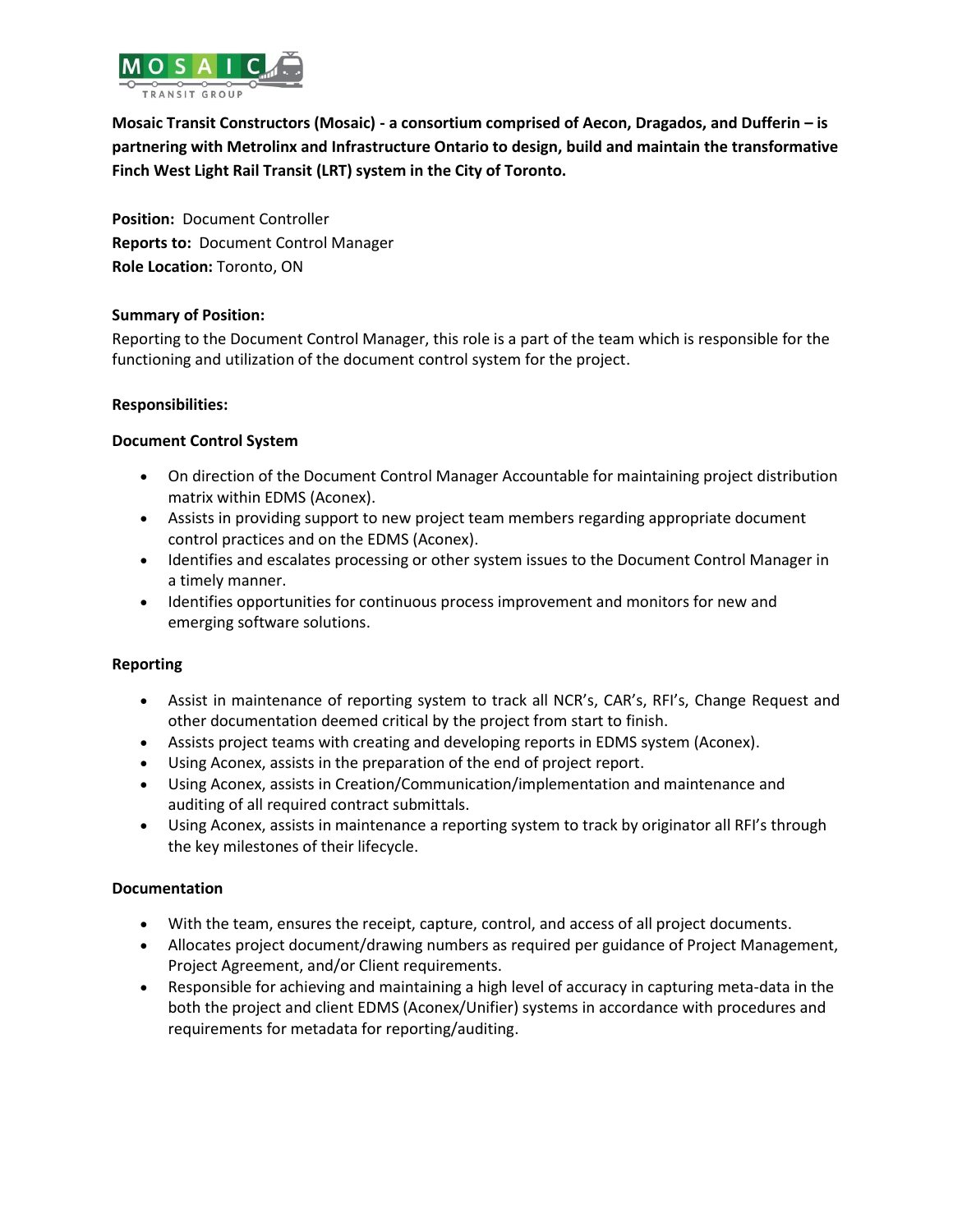MOSAIC TRANSIT GROUP

**Mosaic Transit Constructors (Mosaic) - a consortium comprised of Aecon, Dragados, and Dufferin – is partnering with Metrolinx and Infrastructure Ontario to design, build and maintain the transformative Finch West Light Rail Transit (LRT) system in the City of Toronto.**

**Position:** Document Controller
**Reports to:** Document Control Manager
**Role Location:** Toronto, ON

**Summary of Position:**
Reporting to the Document Control Manager, this role is a part of the team which is responsible for the functioning and utilization of the document control system for the project.

**Responsibilities:**

**Document Control System**

- On direction of the Document Control Manager Accountable for maintaining project distribution matrix within EDMS (Aconex).
- Assists in providing support to new project team members regarding appropriate document control practices and on the EDMS (Aconex).
- Identifies and escalates processing or other system issues to the Document Control Manager in a timely manner.
- Identifies opportunities for continuous process improvement and monitors for new and emerging software solutions.

**Reporting**

- Assist in maintenance of reporting system to track all NCR's, CAR's, RFI's, Change Request and other documentation deemed critical by the project from start to finish.
- Assists project teams with creating and developing reports in EDMS system (Aconex).
- Using Aconex, assists in the preparation of the end of project report.
- Using Aconex, assists in Creation/Communication/implementation and maintenance and auditing of all required contract submittals.
- Using Aconex, assists in maintenance a reporting system to track by originator all RFI's through the key milestones of their lifecycle.

**Documentation**

- With the team, ensures the receipt, capture, control, and access of all project documents.
- Allocates project document/drawing numbers as required per guidance of Project Management, Project Agreement, and/or Client requirements.
- Responsible for achieving and maintaining a high level of accuracy in capturing meta-data in the both the project and client EDMS (Aconex/Unifier) systems in accordance with procedures and requirements for metadata for reporting/auditing.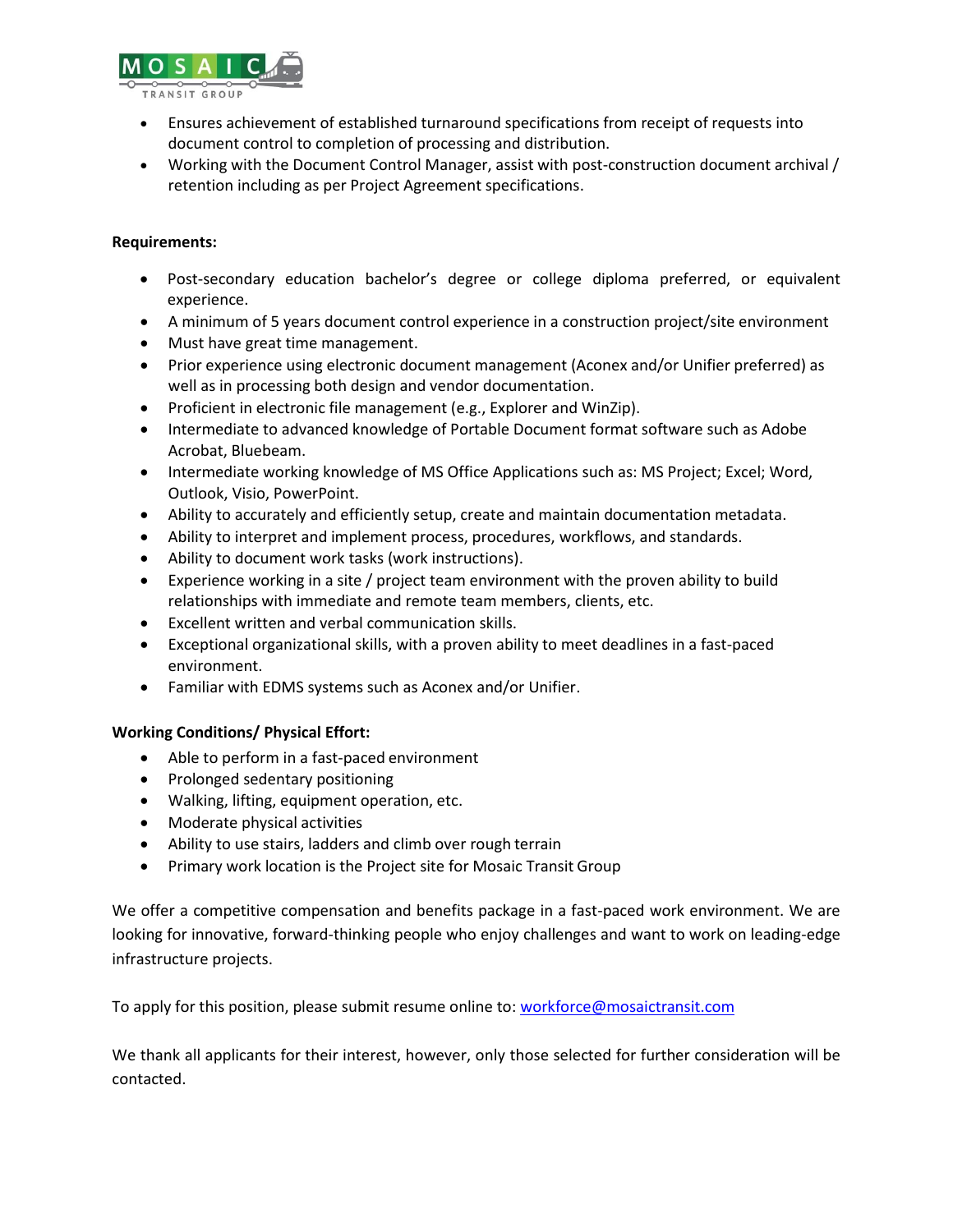- Ensures achievement of established turnaround specifications from receipt of requests into document control to completion of processing and distribution.
- Working with the Document Control Manager, assist with post-construction document archival / retention including as per Project Agreement specifications.

**Requirements:**

- Post-secondary education bachelor's degree or college diploma preferred, or equivalent experience.
- A minimum of 5 years document control experience in a construction project/site environment
- Must have great time management.
- Prior experience using electronic document management (Aconex and/or Unifier preferred) as well as in processing both design and vendor documentation.
- Proficient in electronic file management (e.g., Explorer and WinZip).
- Intermediate to advanced knowledge of Portable Document format software such as Adobe Acrobat, Bluebeam.
- Intermediate working knowledge of MS Office Applications such as: MS Project; Excel; Word, Outlook, Visio, PowerPoint.
- Ability to accurately and efficiently setup, create and maintain documentation metadata.
- Ability to interpret and implement process, procedures, workflows, and standards.
- Ability to document work tasks (work instructions).
- Experience working in a site / project team environment with the proven ability to build relationships with immediate and remote team members, clients, etc.
- Excellent written and verbal communication skills.
- Exceptional organizational skills, with a proven ability to meet deadlines in a fast-paced environment.
- Familiar with EDMS systems such as Aconex and/or Unifier.

**Working Conditions/ Physical Effort:**

- Able to perform in a fast-paced environment
- Prolonged sedentary positioning
- Walking, lifting, equipment operation, etc.
- Moderate physical activities
- Ability to use stairs, ladders and climb over rough terrain
- Primary work location is the Project site for Mosaic Transit Group

We offer a competitive compensation and benefits package in a fast-paced work environment. We are looking for innovative, forward-thinking people who enjoy challenges and want to work on leading-edge infrastructure projects.

To apply for this position, please submit resume online to: workforce@mosaictransit.com

We thank all applicants for their interest, however, only those selected for further consideration will be contacted.